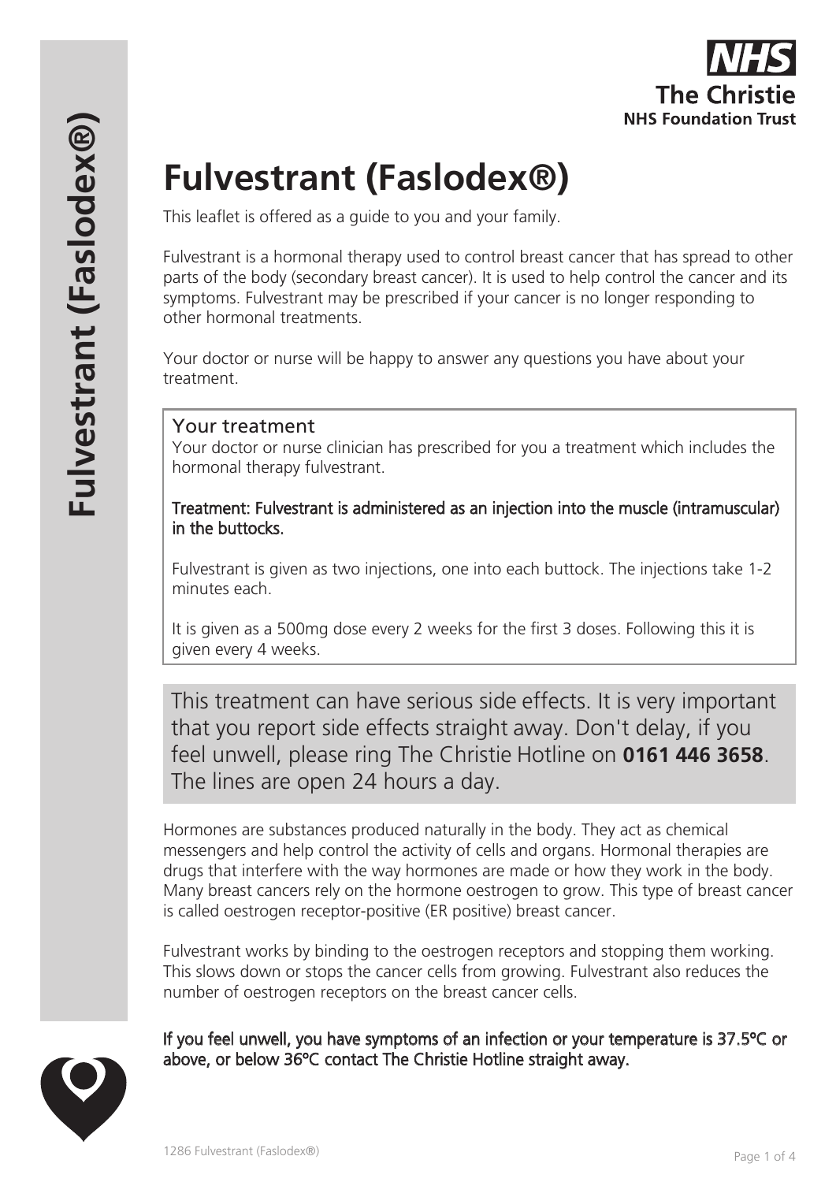# Fulvestrant (Faslodex®)

This leaflet is offered as a guide to you and your family.

Fulvestrant is a hormonal therapy used to control breast cancer that has spread to other parts of the body (secondary breast cancer). It is used to help control the cancer and its symptoms. Fulvestrant may be prescribed if your cancer is no longer responding to other hormonal treatments.

Your doctor or nurse will be happy to answer any questions you have about your treatment.

## Your treatment

Your doctor or nurse clinician has prescribed for you a treatment which includes the hormonal therapy fulvestrant.

**Treatment: Fulvestrant is administered as an injection into the muscle (intramuscular) in the buttocks.**

Fulvestrant is given as two injections, one into each buttock. The injections take 1-2 minutes each.

It is given as a 500mg dose every 2 weeks for the first 3 doses. Following this it is given every 4 weeks.

This treatment can have serious side effects. It is very important that you report side effects straight away. Don't delay, if you feel unwell, please ring The Christie Hotline on **0161 446 3658**. The lines are open 24 hours a day.

Hormones are substances produced naturally in the body. They act as chemical messengers and help control the activity of cells and organs. Hormonal therapies are drugs that interfere with the way hormones are made or how they work in the body. Many breast cancers rely on the hormone oestrogen to grow. This type of breast cancer is called oestrogen receptor-positive (ER positive) breast cancer.

Fulvestrant works by binding to the oestrogen receptors and stopping them working. This slows down or stops the cancer cells from growing. Fulvestrant also reduces the number of oestrogen receptors on the breast cancer cells.

**If you feel unwell, you have symptoms of an infection or your temperature is 37.5°C or above, or below 36°C contact The Christie Hotline straight away.**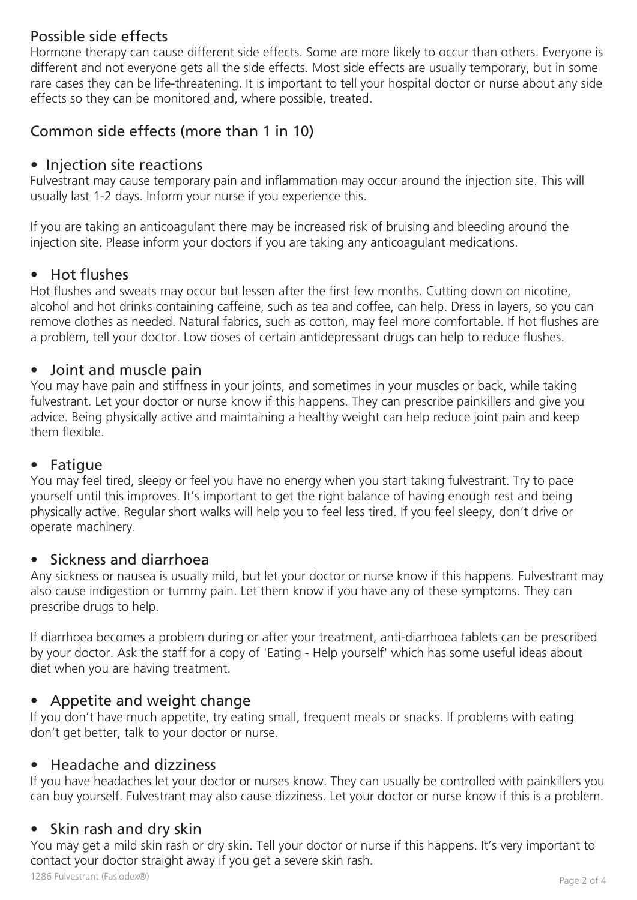## Possible side effects

Hormone therapy can cause different side effects. Some are more likely to occur than others. Everyone is different and not everyone gets all the side effects. Most side effects are usually temporary, but in some rare cases they can be life-threatening. It is important to tell your hospital doctor or nurse about any side effects so they can be monitored and, where possible, treated.

## Common side effects (more than 1 in 10)

### • Injection site reactions

Fulvestrant may cause temporary pain and inflammation may occur around the injection site. This will usually last 1-2 days. Inform your nurse if you experience this.

If you are taking an anticoagulant there may be increased risk of bruising and bleeding around the injection site. Please inform your doctors if you are taking any anticoagulant medications.

### • Hot flushes

Hot flushes and sweats may occur but lessen after the first few months. Cutting down on nicotine, alcohol and hot drinks containing caffeine, such as tea and coffee, can help. Dress in layers, so you can remove clothes as needed. Natural fabrics, such as cotton, may feel more comfortable. If hot flushes are a problem, tell your doctor. Low doses of certain antidepressant drugs can help to reduce flushes.

### • Joint and muscle pain

You may have pain and stiffness in your joints, and sometimes in your muscles or back, while taking fulvestrant. Let your doctor or nurse know if this happens. They can prescribe painkillers and give you advice. Being physically active and maintaining a healthy weight can help reduce joint pain and keep them flexible.

### • Fatigue

You may feel tired, sleepy or feel you have no energy when you start taking fulvestrant. Try to pace yourself until this improves. It's important to get the right balance of having enough rest and being physically active. Regular short walks will help you to feel less tired. If you feel sleepy, don't drive or operate machinery.

### • Sickness and diarrhoea

Any sickness or nausea is usually mild, but let your doctor or nurse know if this happens. Fulvestrant may also cause indigestion or tummy pain. Let them know if you have any of these symptoms. They can prescribe drugs to help.

If diarrhoea becomes a problem during or after your treatment, anti-diarrhoea tablets can be prescribed by your doctor. Ask the staff for a copy of 'Eating - Help yourself' which has some useful ideas about diet when you are having treatment.

### • Appetite and weight change

If you don't have much appetite, try eating small, frequent meals or snacks. If problems with eating don't get better, talk to your doctor or nurse.

### • Headache and dizziness

If you have headaches let your doctor or nurses know. They can usually be controlled with painkillers you can buy yourself. Fulvestrant may also cause dizziness. Let your doctor or nurse know if this is a problem.

### • Skin rash and dry skin

You may get a mild skin rash or dry skin. Tell your doctor or nurse if this happens. It's very important to contact your doctor straight away if you get a severe skin rash.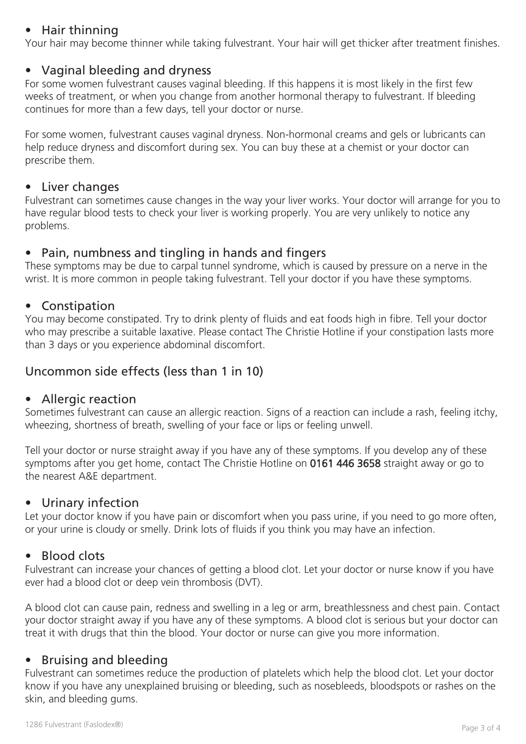- **Hair thinning**

Your hair may become thinner while taking fulvestrant. Your hair will get thicker after treatment finishes.

- **Vaginal bleeding and dryness**

For some women fulvestrant causes vaginal bleeding. If this happens it is most likely in the first few weeks of treatment, or when you change from another hormonal therapy to fulvestrant. If bleeding continues for more than a few days, tell your doctor or nurse.

For some women, fulvestrant causes vaginal dryness. Non-hormonal creams and gels or lubricants can help reduce dryness and discomfort during sex. You can buy these at a chemist or your doctor can prescribe them.

- **Liver changes**

Fulvestrant can sometimes cause changes in the way your liver works. Your doctor will arrange for you to have regular blood tests to check your liver is working properly. You are very unlikely to notice any problems.

- **Pain, numbness and tingling in hands and fingers**

These symptoms may be due to carpal tunnel syndrome, which is caused by pressure on a nerve in the wrist. It is more common in people taking fulvestrant. Tell your doctor if you have these symptoms.

- **Constipation**

You may become constipated. Try to drink plenty of fluids and eat foods high in fibre. Tell your doctor who may prescribe a suitable laxative. Please contact The Christie Hotline if your constipation lasts more than 3 days or you experience abdominal discomfort.

## Uncommon side effects (less than 1 in 10)

- **Allergic reaction**

Sometimes fulvestrant can cause an allergic reaction. Signs of a reaction can include a rash, feeling itchy, wheezing, shortness of breath, swelling of your face or lips or feeling unwell.

Tell your doctor or nurse straight away if you have any of these symptoms. If you develop any of these symptoms after you get home, contact The Christie Hotline on **0161 446 3658** straight away or go to the nearest A&E department.

- **Urinary infection**

Let your doctor know if you have pain or discomfort when you pass urine, if you need to go more often, or your urine is cloudy or smelly. Drink lots of fluids if you think you may have an infection.

- **Blood clots**

Fulvestrant can increase your chances of getting a blood clot. Let your doctor or nurse know if you have ever had a blood clot or deep vein thrombosis (DVT).

A blood clot can cause pain, redness and swelling in a leg or arm, breathlessness and chest pain. Contact your doctor straight away if you have any of these symptoms. A blood clot is serious but your doctor can treat it with drugs that thin the blood. Your doctor or nurse can give you more information.

- **Bruising and bleeding**

Fulvestrant can sometimes reduce the production of platelets which help the blood clot. Let your doctor know if you have any unexplained bruising or bleeding, such as nosebleeds, bloodspots or rashes on the skin, and bleeding gums.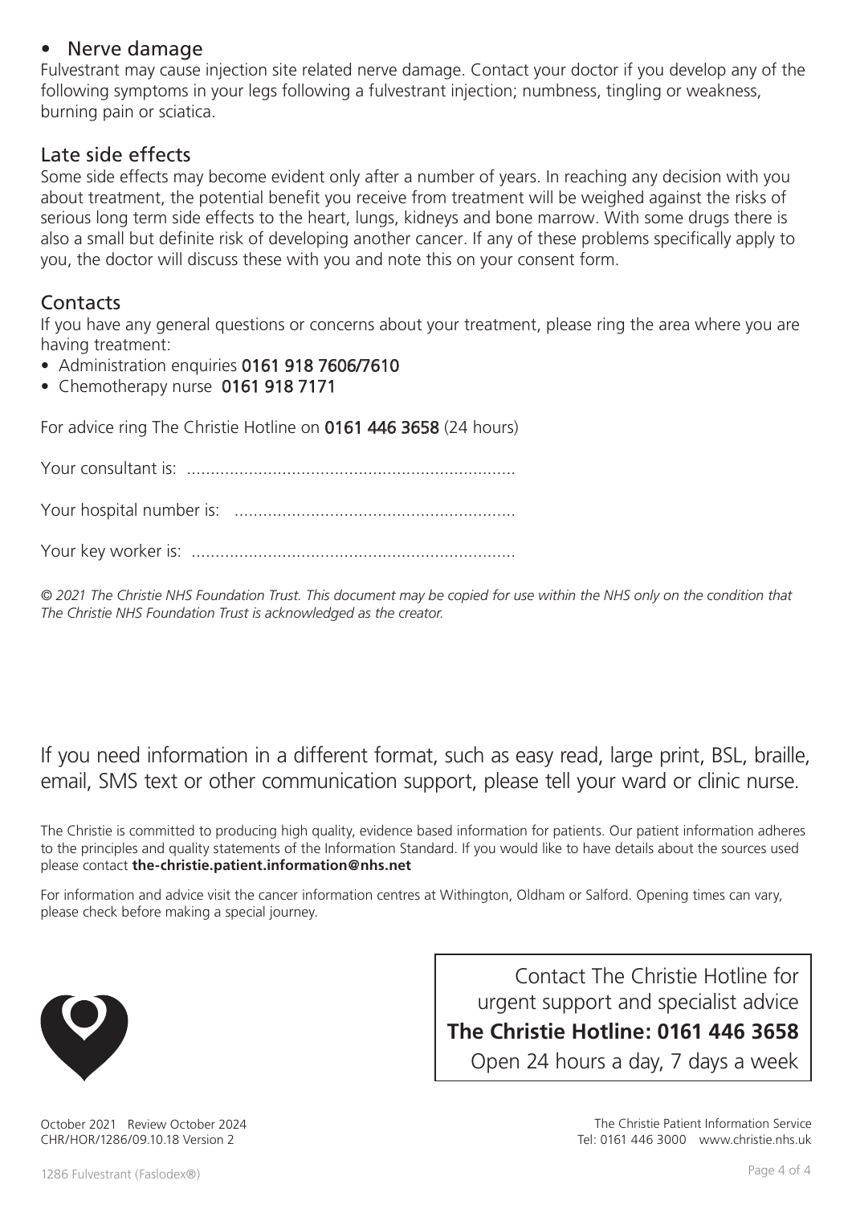- Nerve damage

Fulvestrant may cause injection site related nerve damage. Contact your doctor if you develop any of the following symptoms in your legs following a fulvestrant injection; numbness, tingling or weakness, burning pain or sciatica.

## Late side effects

Some side effects may become evident only after a number of years. In reaching any decision with you about treatment, the potential benefit you receive from treatment will be weighed against the risks of serious long term side effects to the heart, lungs, kidneys and bone marrow. With some drugs there is also a small but definite risk of developing another cancer. If any of these problems specifically apply to you, the doctor will discuss these with you and note this on your consent form.

## Contacts

If you have any general questions or concerns about your treatment, please ring the area where you are having treatment:

- Administration enquiries 0161 918 7606/7610
- Chemotherapy nurse 0161 918 7171

For advice ring The Christie Hotline on 0161 446 3658 (24 hours)

Your consultant is: .....................................................................

Your hospital number is: ...........................................................

Your key worker is: ....................................................................

*© 2021 The Christie NHS Foundation Trust. This document may be copied for use within the NHS only on the condition that The Christie NHS Foundation Trust is acknowledged as the creator.*

If you need information in a different format, such as easy read, large print, BSL, braille, email, SMS text or other communication support, please tell your ward or clinic nurse.

The Christie is committed to producing high quality, evidence based information for patients. Our patient information adheres to the principles and quality statements of the Information Standard. If you would like to have details about the sources used please contact **the-christie.patient.information@nhs.net**

For information and advice visit the cancer information centres at Withington, Oldham or Salford. Opening times can vary, please check before making a special journey.

Contact The Christie Hotline for urgent support and specialist advice

**The Christie Hotline: 0161 446 3658**

Open 24 hours a day, 7 days a week

October 2021 Review October 2024
CHR/HOR/1286/09.10.18 Version 2

The Christie Patient Information Service
Tel: 0161 446 3000 www.christie.nhs.uk

1286 Fulvestrant (Faslodex®)